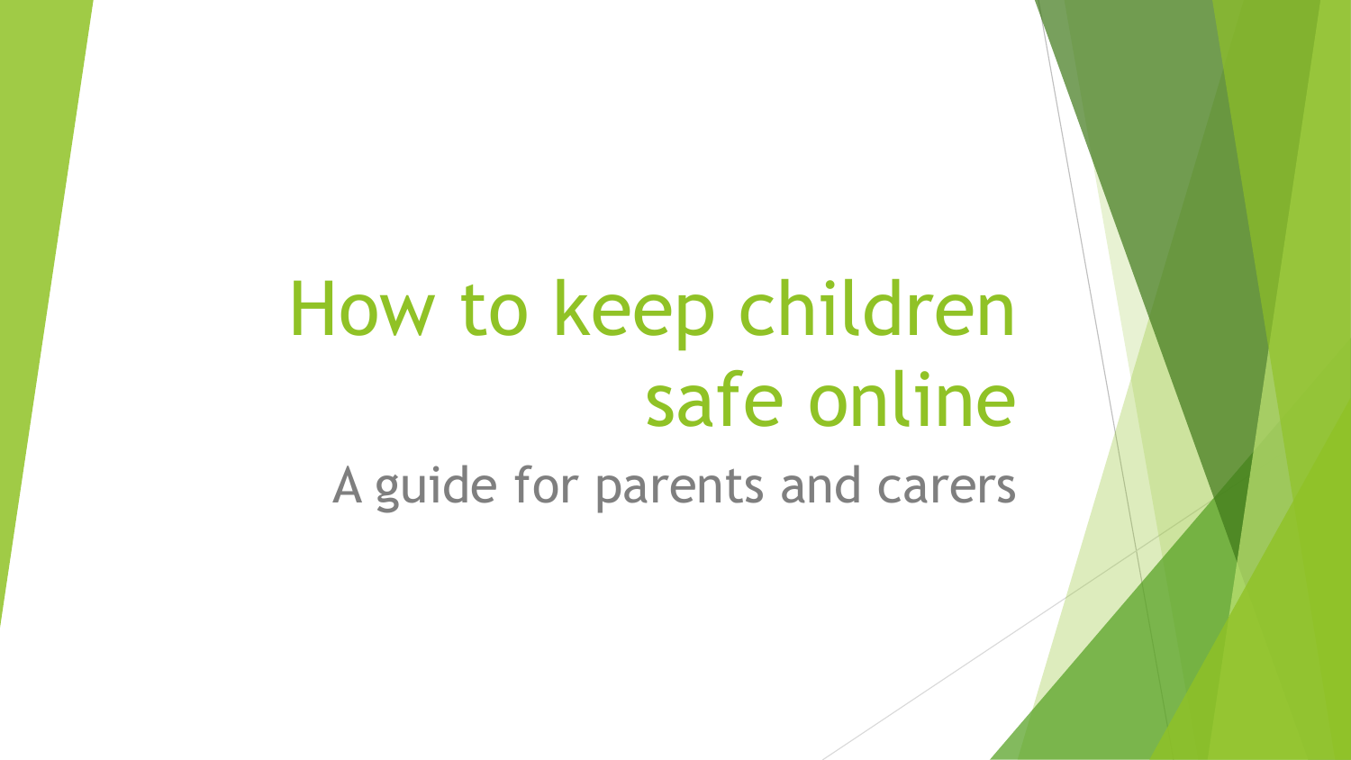# How to keep children safe online

A guide for parents and carers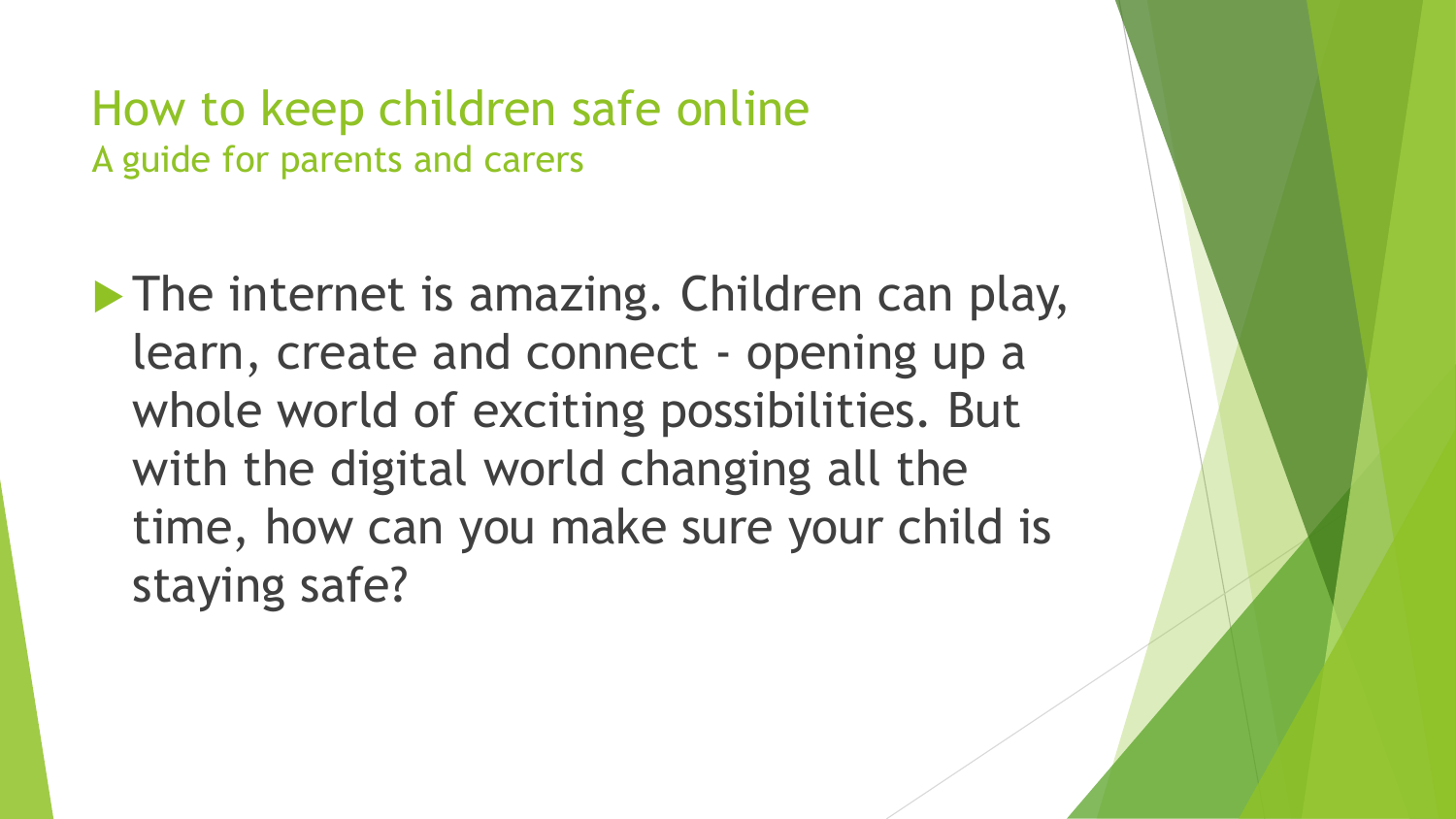# How to keep children safe online

## A guide for parents and carers

- The internet is amazing. Children can play, learn, create and connect - opening up a whole world of exciting possibilities. But with the digital world changing all the time, how can you make sure your child is staying safe?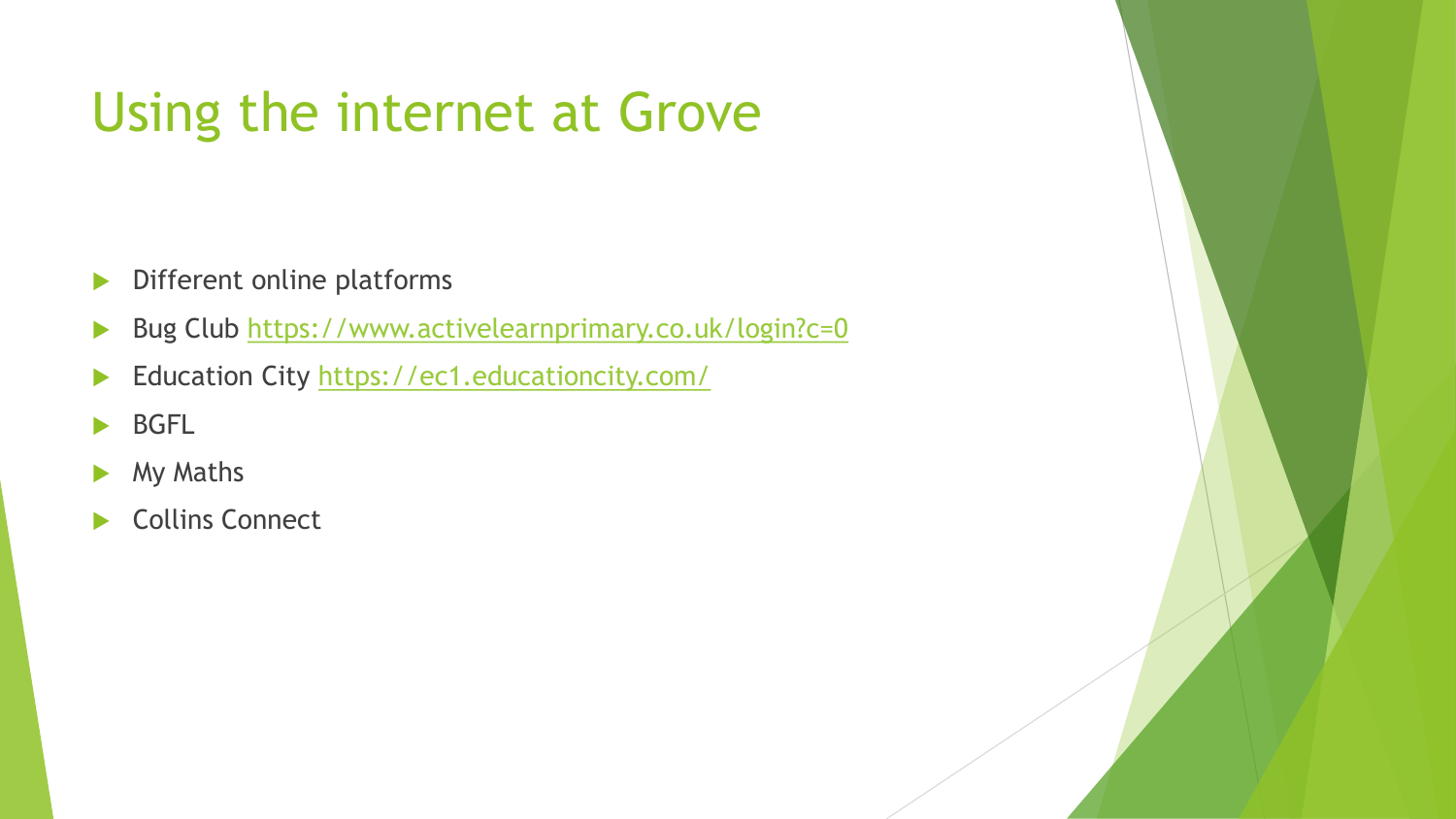# Using the internet at Grove

- Different online platforms
- Bug Club https://www.activelearnprimary.co.uk/login?c=0
- Education City https://ec1.educationcity.com/
- BGFL
- My Maths
- Collins Connect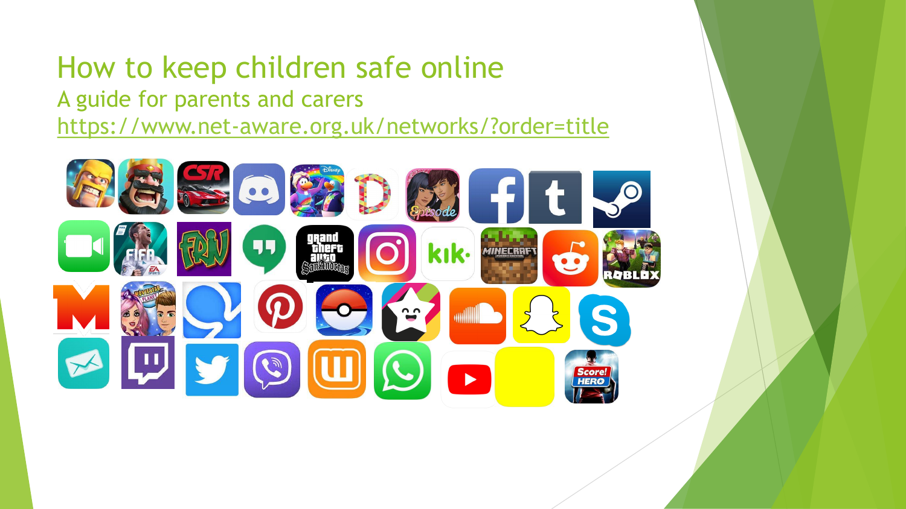# How to keep children safe online

## A guide for parents and carers

https://www.net-aware.org.uk/networks/?order=title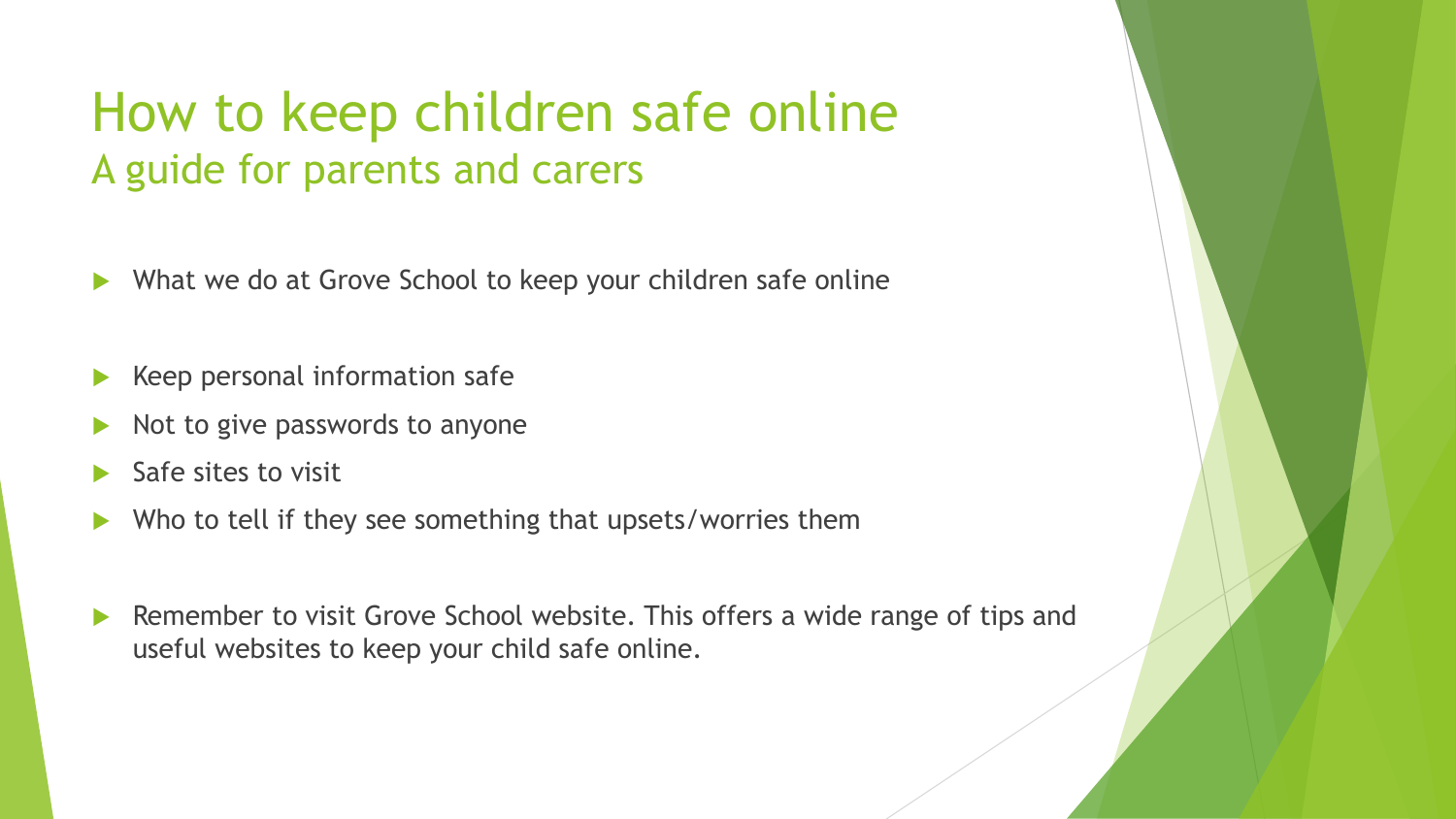# How to keep children safe online

## A guide for parents and carers

- What we do at Grove School to keep your children safe online

- Keep personal information safe
- Not to give passwords to anyone
- Safe sites to visit
- Who to tell if they see something that upsets/worries them

- Remember to visit Grove School website. This offers a wide range of tips and useful websites to keep your child safe online.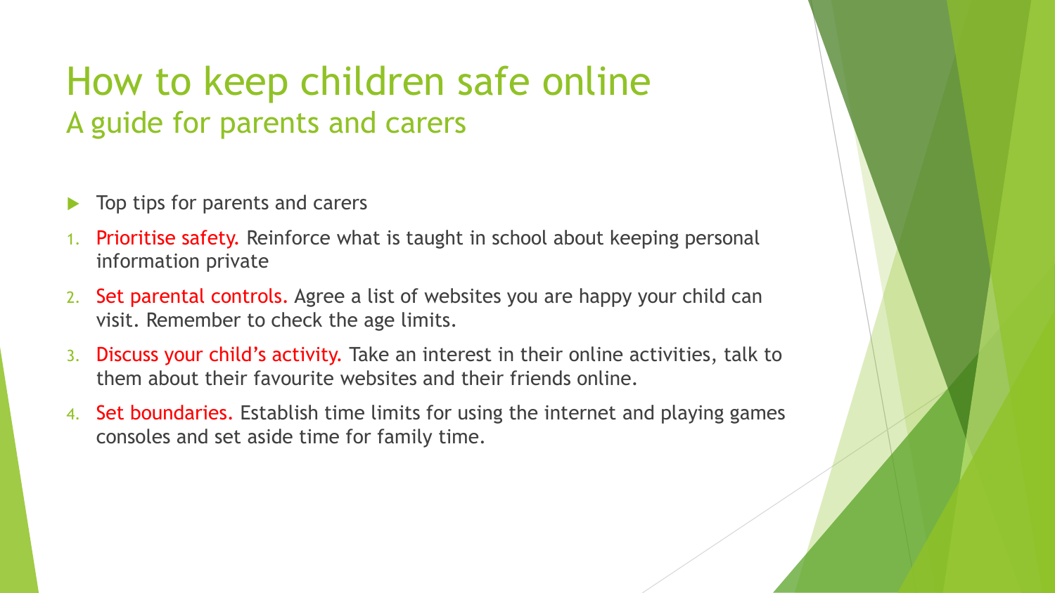# How to keep children safe online

## A guide for parents and carers

- Top tips for parents and carers

1. Prioritise safety. Reinforce what is taught in school about keeping personal information private
2. Set parental controls. Agree a list of websites you are happy your child can visit. Remember to check the age limits.
3. Discuss your child's activity. Take an interest in their online activities, talk to them about their favourite websites and their friends online.
4. Set boundaries. Establish time limits for using the internet and playing games consoles and set aside time for family time.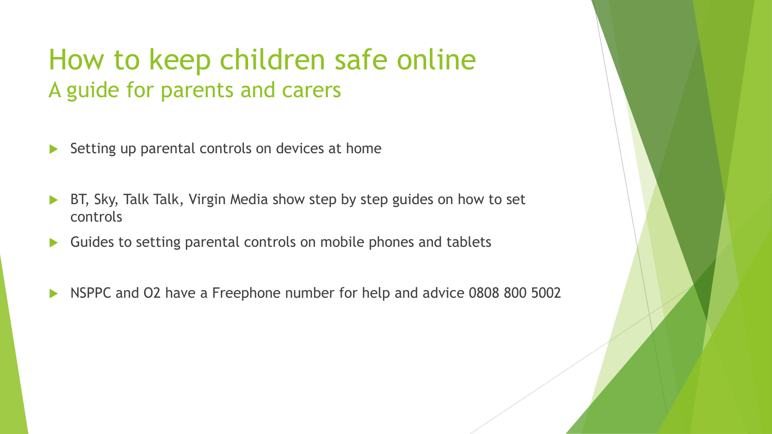# How to keep children safe online
## A guide for parents and carers

- Setting up parental controls on devices at home
- BT, Sky, Talk Talk, Virgin Media show step by step guides on how to set controls
- Guides to setting parental controls on mobile phones and tablets
- NSPPC and O2 have a Freephone number for help and advice 0808 800 5002